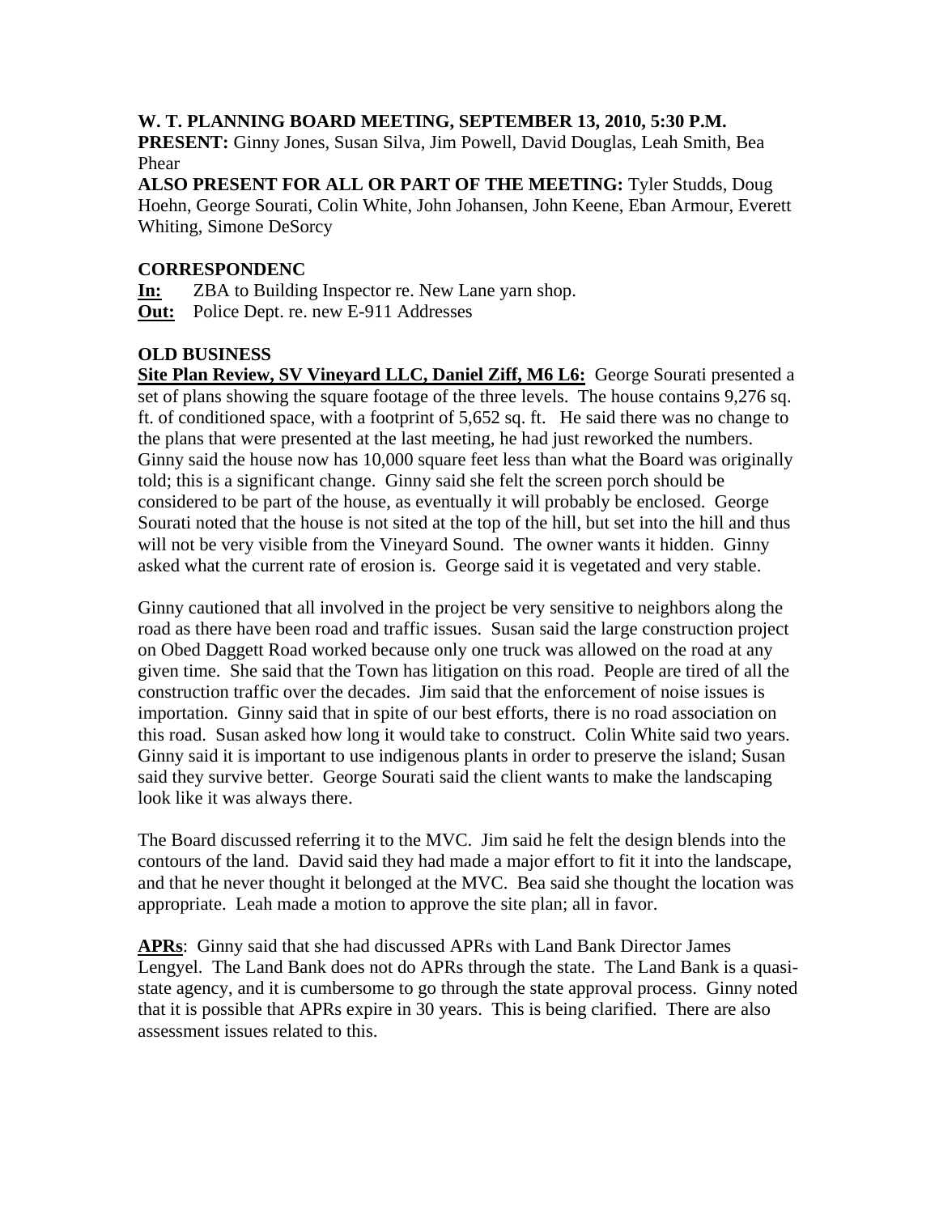**W. T. PLANNING BOARD MEETING, SEPTEMBER 13, 2010, 5:30 P.M.**

**PRESENT:** Ginny Jones, Susan Silva, Jim Powell, David Douglas, Leah Smith, Bea Phear

**ALSO PRESENT FOR ALL OR PART OF THE MEETING:** Tyler Studds, Doug Hoehn, George Sourati, Colin White, John Johansen, John Keene, Eban Armour, Everett Whiting, Simone DeSorcy

**CORRESPONDENC**

**In:** ZBA to Building Inspector re. New Lane yarn shop.

**Out:** Police Dept. re. new E-911 Addresses

**OLD BUSINESS**

**Site Plan Review, SV Vineyard LLC, Daniel Ziff, M6 L6:** George Sourati presented a set of plans showing the square footage of the three levels. The house contains 9,276 sq. ft. of conditioned space, with a footprint of 5,652 sq. ft. He said there was no change to the plans that were presented at the last meeting, he had just reworked the numbers. Ginny said the house now has 10,000 square feet less than what the Board was originally told; this is a significant change. Ginny said she felt the screen porch should be considered to be part of the house, as eventually it will probably be enclosed. George Sourati noted that the house is not sited at the top of the hill, but set into the hill and thus will not be very visible from the Vineyard Sound. The owner wants it hidden. Ginny asked what the current rate of erosion is. George said it is vegetated and very stable.

Ginny cautioned that all involved in the project be very sensitive to neighbors along the road as there have been road and traffic issues. Susan said the large construction project on Obed Daggett Road worked because only one truck was allowed on the road at any given time. She said that the Town has litigation on this road. People are tired of all the construction traffic over the decades. Jim said that the enforcement of noise issues is importation. Ginny said that in spite of our best efforts, there is no road association on this road. Susan asked how long it would take to construct. Colin White said two years. Ginny said it is important to use indigenous plants in order to preserve the island; Susan said they survive better. George Sourati said the client wants to make the landscaping look like it was always there.

The Board discussed referring it to the MVC. Jim said he felt the design blends into the contours of the land. David said they had made a major effort to fit it into the landscape, and that he never thought it belonged at the MVC. Bea said she thought the location was appropriate. Leah made a motion to approve the site plan; all in favor.

**APRs**: Ginny said that she had discussed APRs with Land Bank Director James Lengyel. The Land Bank does not do APRs through the state. The Land Bank is a quasi-state agency, and it is cumbersome to go through the state approval process. Ginny noted that it is possible that APRs expire in 30 years. This is being clarified. There are also assessment issues related to this.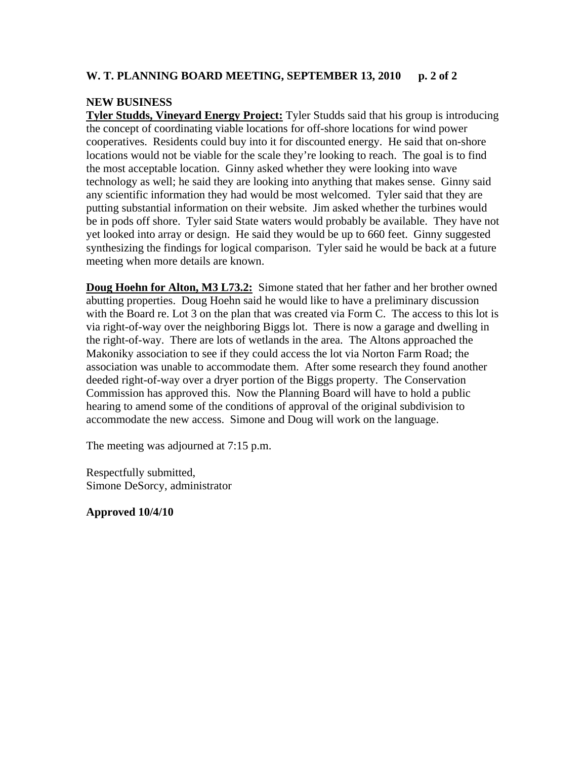**NEW BUSINESS**

**Tyler Studds, Vineyard Energy Project:** Tyler Studds said that his group is introducing the concept of coordinating viable locations for off-shore locations for wind power cooperatives. Residents could buy into it for discounted energy. He said that on-shore locations would not be viable for the scale they're looking to reach. The goal is to find the most acceptable location. Ginny asked whether they were looking into wave technology as well; he said they are looking into anything that makes sense. Ginny said any scientific information they had would be most welcomed. Tyler said that they are putting substantial information on their website. Jim asked whether the turbines would be in pods off shore. Tyler said State waters would probably be available. They have not yet looked into array or design. He said they would be up to 660 feet. Ginny suggested synthesizing the findings for logical comparison. Tyler said he would be back at a future meeting when more details are known.

**Doug Hoehn for Alton, M3 L73.2:** Simone stated that her father and her brother owned abutting properties. Doug Hoehn said he would like to have a preliminary discussion with the Board re. Lot 3 on the plan that was created via Form C. The access to this lot is via right-of-way over the neighboring Biggs lot. There is now a garage and dwelling in the right-of-way. There are lots of wetlands in the area. The Altons approached the Makoniky association to see if they could access the lot via Norton Farm Road; the association was unable to accommodate them. After some research they found another deeded right-of-way over a dryer portion of the Biggs property. The Conservation Commission has approved this. Now the Planning Board will have to hold a public hearing to amend some of the conditions of approval of the original subdivision to accommodate the new access. Simone and Doug will work on the language.

The meeting was adjourned at 7:15 p.m.

Respectfully submitted,
Simone DeSorcy, administrator

**Approved 10/4/10**